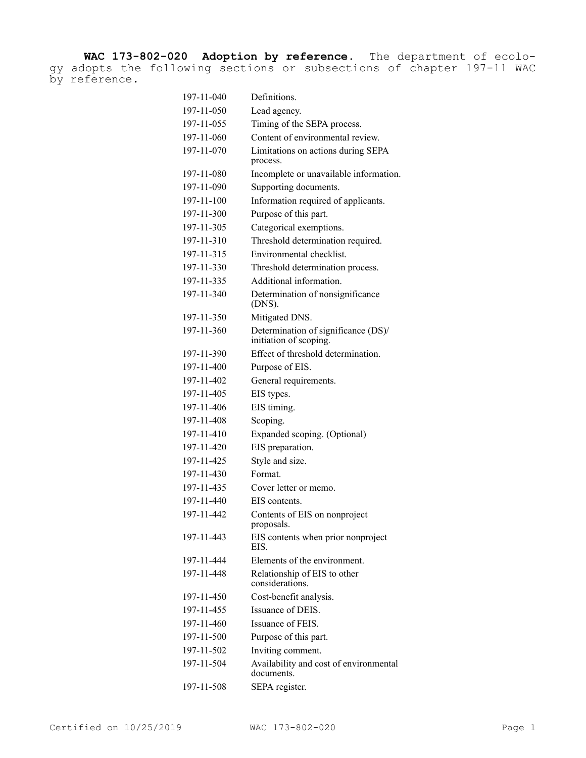**WAC 173-802-020 Adoption by reference.** The department of ecology adopts the following sections or subsections of chapter 197-11 WAC by reference.

| | |
|---|---|
| 197-11-040 | Definitions. |
| 197-11-050 | Lead agency. |
| 197-11-055 | Timing of the SEPA process. |
| 197-11-060 | Content of environmental review. |
| 197-11-070 | Limitations on actions during SEPA process. |
| 197-11-080 | Incomplete or unavailable information. |
| 197-11-090 | Supporting documents. |
| 197-11-100 | Information required of applicants. |
| 197-11-300 | Purpose of this part. |
| 197-11-305 | Categorical exemptions. |
| 197-11-310 | Threshold determination required. |
| 197-11-315 | Environmental checklist. |
| 197-11-330 | Threshold determination process. |
| 197-11-335 | Additional information. |
| 197-11-340 | Determination of nonsignificance (DNS). |
| 197-11-350 | Mitigated DNS. |
| 197-11-360 | Determination of significance (DS)/ initiation of scoping. |
| 197-11-390 | Effect of threshold determination. |
| 197-11-400 | Purpose of EIS. |
| 197-11-402 | General requirements. |
| 197-11-405 | EIS types. |
| 197-11-406 | EIS timing. |
| 197-11-408 | Scoping. |
| 197-11-410 | Expanded scoping. (Optional) |
| 197-11-420 | EIS preparation. |
| 197-11-425 | Style and size. |
| 197-11-430 | Format. |
| 197-11-435 | Cover letter or memo. |
| 197-11-440 | EIS contents. |
| 197-11-442 | Contents of EIS on nonproject proposals. |
| 197-11-443 | EIS contents when prior nonproject EIS. |
| 197-11-444 | Elements of the environment. |
| 197-11-448 | Relationship of EIS to other considerations. |
| 197-11-450 | Cost-benefit analysis. |
| 197-11-455 | Issuance of DEIS. |
| 197-11-460 | Issuance of FEIS. |
| 197-11-500 | Purpose of this part. |
| 197-11-502 | Inviting comment. |
| 197-11-504 | Availability and cost of environmental documents. |
| 197-11-508 | SEPA register. |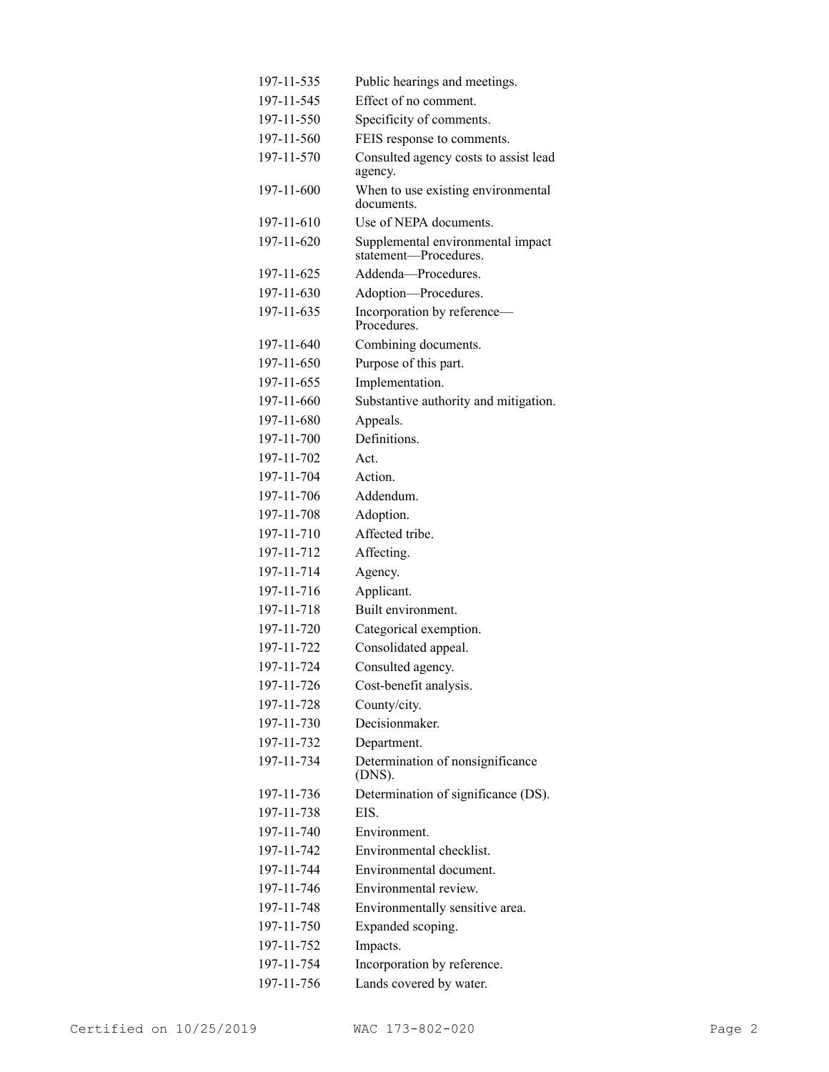| | |
|---|---|
| 197-11-535 | Public hearings and meetings. |
| 197-11-545 | Effect of no comment. |
| 197-11-550 | Specificity of comments. |
| 197-11-560 | FEIS response to comments. |
| 197-11-570 | Consulted agency costs to assist lead agency. |
| 197-11-600 | When to use existing environmental documents. |
| 197-11-610 | Use of NEPA documents. |
| 197-11-620 | Supplemental environmental impact statement—Procedures. |
| 197-11-625 | Addenda—Procedures. |
| 197-11-630 | Adoption—Procedures. |
| 197-11-635 | Incorporation by reference—Procedures. |
| 197-11-640 | Combining documents. |
| 197-11-650 | Purpose of this part. |
| 197-11-655 | Implementation. |
| 197-11-660 | Substantive authority and mitigation. |
| 197-11-680 | Appeals. |
| 197-11-700 | Definitions. |
| 197-11-702 | Act. |
| 197-11-704 | Action. |
| 197-11-706 | Addendum. |
| 197-11-708 | Adoption. |
| 197-11-710 | Affected tribe. |
| 197-11-712 | Affecting. |
| 197-11-714 | Agency. |
| 197-11-716 | Applicant. |
| 197-11-718 | Built environment. |
| 197-11-720 | Categorical exemption. |
| 197-11-722 | Consolidated appeal. |
| 197-11-724 | Consulted agency. |
| 197-11-726 | Cost-benefit analysis. |
| 197-11-728 | County/city. |
| 197-11-730 | Decisionmaker. |
| 197-11-732 | Department. |
| 197-11-734 | Determination of nonsignificance (DNS). |
| 197-11-736 | Determination of significance (DS). |
| 197-11-738 | EIS. |
| 197-11-740 | Environment. |
| 197-11-742 | Environmental checklist. |
| 197-11-744 | Environmental document. |
| 197-11-746 | Environmental review. |
| 197-11-748 | Environmentally sensitive area. |
| 197-11-750 | Expanded scoping. |
| 197-11-752 | Impacts. |
| 197-11-754 | Incorporation by reference. |
| 197-11-756 | Lands covered by water. |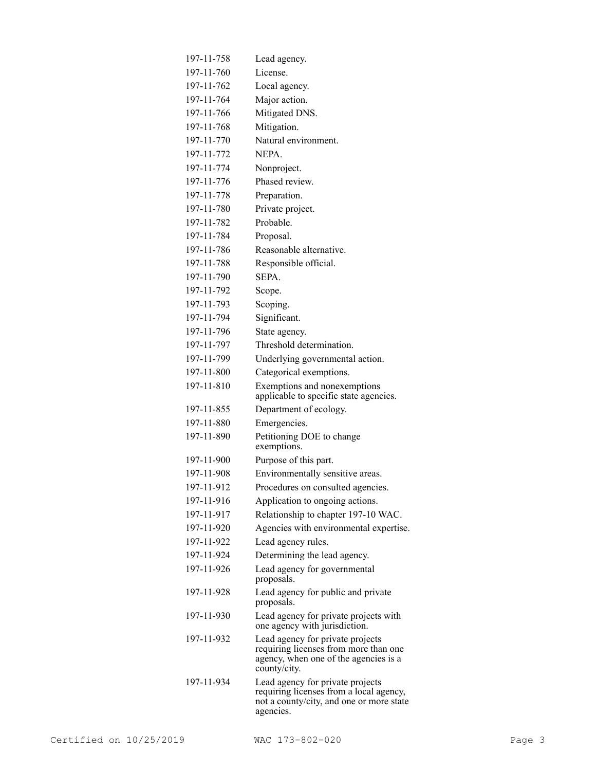| | |
|---|---|
| 197-11-758 | Lead agency. |
| 197-11-760 | License. |
| 197-11-762 | Local agency. |
| 197-11-764 | Major action. |
| 197-11-766 | Mitigated DNS. |
| 197-11-768 | Mitigation. |
| 197-11-770 | Natural environment. |
| 197-11-772 | NEPA. |
| 197-11-774 | Nonproject. |
| 197-11-776 | Phased review. |
| 197-11-778 | Preparation. |
| 197-11-780 | Private project. |
| 197-11-782 | Probable. |
| 197-11-784 | Proposal. |
| 197-11-786 | Reasonable alternative. |
| 197-11-788 | Responsible official. |
| 197-11-790 | SEPA. |
| 197-11-792 | Scope. |
| 197-11-793 | Scoping. |
| 197-11-794 | Significant. |
| 197-11-796 | State agency. |
| 197-11-797 | Threshold determination. |
| 197-11-799 | Underlying governmental action. |
| 197-11-800 | Categorical exemptions. |
| 197-11-810 | Exemptions and nonexemptions applicable to specific state agencies. |
| 197-11-855 | Department of ecology. |
| 197-11-880 | Emergencies. |
| 197-11-890 | Petitioning DOE to change exemptions. |
| 197-11-900 | Purpose of this part. |
| 197-11-908 | Environmentally sensitive areas. |
| 197-11-912 | Procedures on consulted agencies. |
| 197-11-916 | Application to ongoing actions. |
| 197-11-917 | Relationship to chapter 197-10 WAC. |
| 197-11-920 | Agencies with environmental expertise. |
| 197-11-922 | Lead agency rules. |
| 197-11-924 | Determining the lead agency. |
| 197-11-926 | Lead agency for governmental proposals. |
| 197-11-928 | Lead agency for public and private proposals. |
| 197-11-930 | Lead agency for private projects with one agency with jurisdiction. |
| 197-11-932 | Lead agency for private projects requiring licenses from more than one agency, when one of the agencies is a county/city. |
| 197-11-934 | Lead agency for private projects requiring licenses from a local agency, not a county/city, and one or more state agencies. |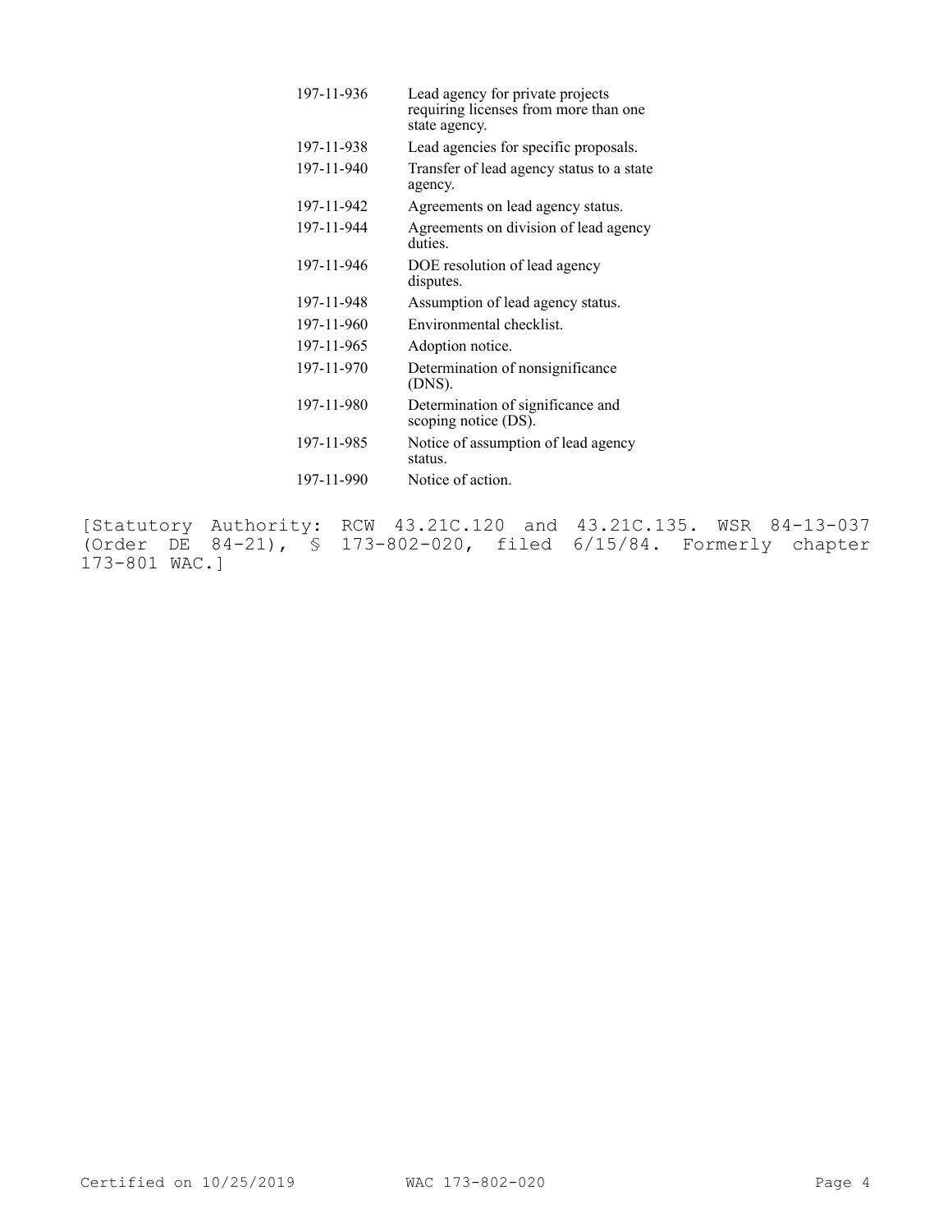| | |
|---|---|
| 197-11-936 | Lead agency for private projects requiring licenses from more than one state agency. |
| 197-11-938 | Lead agencies for specific proposals. |
| 197-11-940 | Transfer of lead agency status to a state agency. |
| 197-11-942 | Agreements on lead agency status. |
| 197-11-944 | Agreements on division of lead agency duties. |
| 197-11-946 | DOE resolution of lead agency disputes. |
| 197-11-948 | Assumption of lead agency status. |
| 197-11-960 | Environmental checklist. |
| 197-11-965 | Adoption notice. |
| 197-11-970 | Determination of nonsignificance (DNS). |
| 197-11-980 | Determination of significance and scoping notice (DS). |
| 197-11-985 | Notice of assumption of lead agency status. |
| 197-11-990 | Notice of action. |

[Statutory Authority: RCW 43.21C.120 and 43.21C.135. WSR 84-13-037 (Order DE 84-21), § 173-802-020, filed 6/15/84. Formerly chapter 173-801 WAC.]